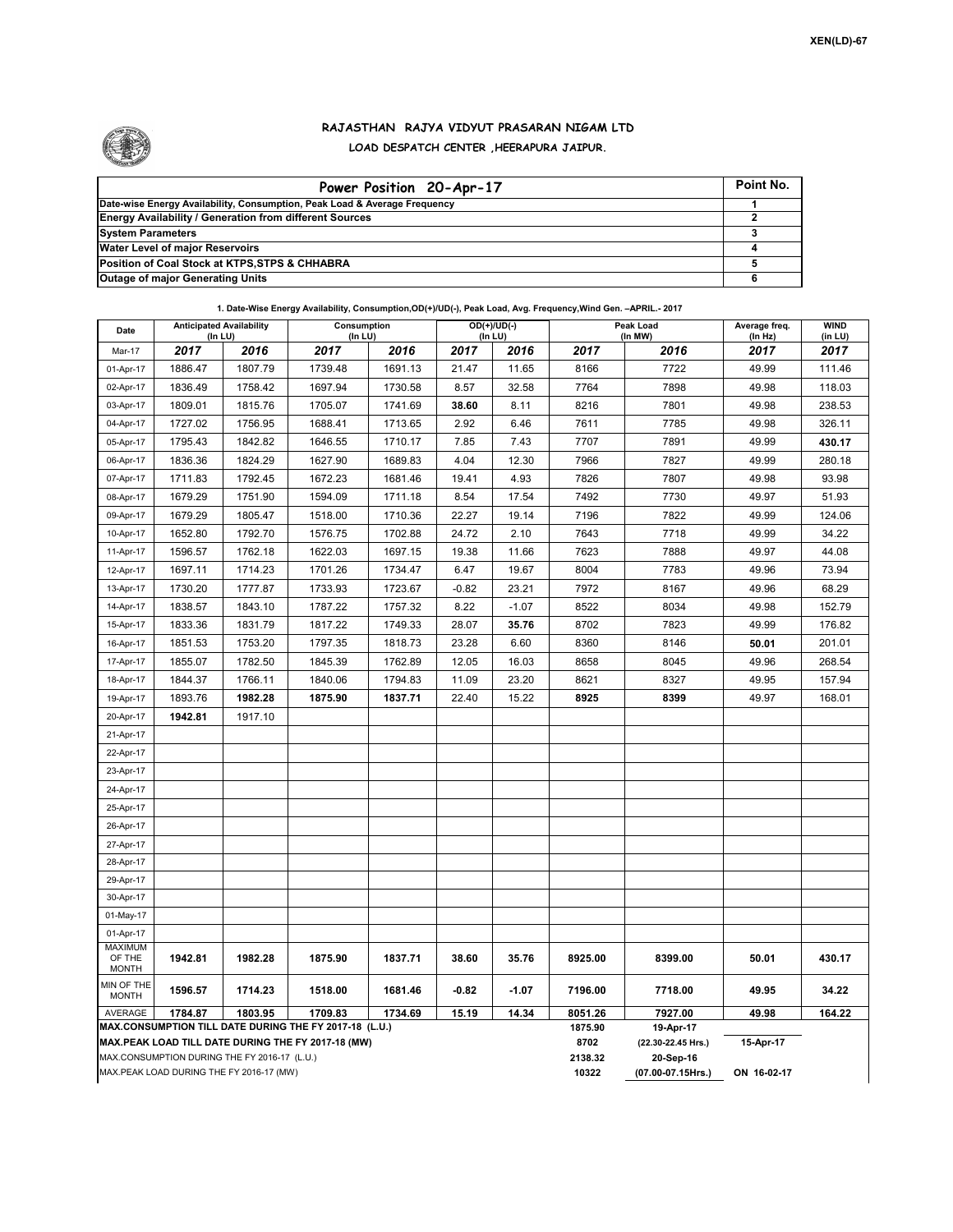XEN(LD)-67

## RAJASTHAN RAJYA VIDYUT PRASARAN NIGAM LTD
### LOAD DESPATCH CENTER ,HEERAPURA JAIPUR.

| Power Position 20-Apr-17 | Point No. |
|---|---|
| Date-wise Energy Availability, Consumption, Peak Load & Average Frequency | 1 |
| Energy Availability / Generation from different Sources | 2 |
| System Parameters | 3 |
| Water Level of major Reservoirs | 4 |
| Position of Coal Stock at KTPS,STPS & CHHABRA | 5 |
| Outage of major Generating Units | 6 |

**1. Date-Wise Energy Availability, Consumption,OD(+)/UD(-), Peak Load, Avg. Frequency,Wind Gen. –APRIL.- 2017**

| Date | Anticipated Availability (In LU) | | Consumption (In LU) | | OD(+)/UD(-) (In LU) | | Peak Load (In MW) | | Average freq. (In Hz) | WIND (in LU) |
|---|---|---|---|---|---|---|---|---|---|---|
| Mar-17 | 2017 | 2016 | 2017 | 2016 | 2017 | 2016 | 2017 | 2016 | 2017 | 2017 |
| 01-Apr-17 | 1886.47 | 1807.79 | 1739.48 | 1691.13 | 21.47 | 11.65 | 8166 | 7722 | 49.99 | 111.46 |
| 02-Apr-17 | 1836.49 | 1758.42 | 1697.94 | 1730.58 | 8.57 | 32.58 | 7764 | 7898 | 49.98 | 118.03 |
| 03-Apr-17 | 1809.01 | 1815.76 | 1705.07 | 1741.69 | **38.60** | 8.11 | 8216 | 7801 | 49.98 | 238.53 |
| 04-Apr-17 | 1727.02 | 1756.95 | 1688.41 | 1713.65 | 2.92 | 6.46 | 7611 | 7785 | 49.98 | 326.11 |
| 05-Apr-17 | 1795.43 | 1842.82 | 1646.55 | 1710.17 | 7.85 | 7.43 | 7707 | 7891 | 49.99 | **430.17** |
| 06-Apr-17 | 1836.36 | 1824.29 | 1627.90 | 1689.83 | 4.04 | 12.30 | 7966 | 7827 | 49.99 | 280.18 |
| 07-Apr-17 | 1711.83 | 1792.45 | 1672.23 | 1681.46 | 19.41 | 4.93 | 7826 | 7807 | 49.98 | 93.98 |
| 08-Apr-17 | 1679.29 | 1751.90 | 1594.09 | 1711.18 | 8.54 | 17.54 | 7492 | 7730 | 49.97 | 51.93 |
| 09-Apr-17 | 1679.29 | 1805.47 | 1518.00 | 1710.36 | 22.27 | 19.14 | 7196 | 7822 | 49.99 | 124.06 |
| 10-Apr-17 | 1652.80 | 1792.70 | 1576.75 | 1702.88 | 24.72 | 2.10 | 7643 | 7718 | 49.99 | 34.22 |
| 11-Apr-17 | 1596.57 | 1762.18 | 1622.03 | 1697.15 | 19.38 | 11.66 | 7623 | 7888 | 49.97 | 44.08 |
| 12-Apr-17 | 1697.11 | 1714.23 | 1701.26 | 1734.47 | 6.47 | 19.67 | 8004 | 7783 | 49.96 | 73.94 |
| 13-Apr-17 | 1730.20 | 1777.87 | 1733.93 | 1723.67 | -0.82 | 23.21 | 7972 | 8167 | 49.96 | 68.29 |
| 14-Apr-17 | 1838.57 | 1843.10 | 1787.22 | 1757.32 | 8.22 | -1.07 | 8522 | 8034 | 49.98 | 152.79 |
| 15-Apr-17 | 1833.36 | 1831.79 | 1817.22 | 1749.33 | 28.07 | **35.76** | 8702 | 7823 | 49.99 | 176.82 |
| 16-Apr-17 | 1851.53 | 1753.20 | 1797.35 | 1818.73 | 23.28 | 6.60 | 8360 | 8146 | **50.01** | 201.01 |
| 17-Apr-17 | 1855.07 | 1782.50 | 1845.39 | 1762.89 | 12.05 | 16.03 | 8658 | 8045 | 49.96 | 268.54 |
| 18-Apr-17 | 1844.37 | 1766.11 | 1840.06 | 1794.83 | 11.09 | 23.20 | 8621 | 8327 | 49.95 | 157.94 |
| 19-Apr-17 | 1893.76 | **1982.28** | **1875.90** | **1837.71** | 22.40 | 15.22 | **8925** | **8399** | 49.97 | 168.01 |
| 20-Apr-17 | **1942.81** | 1917.10 | | | | | | | | |
| 21-Apr-17 | | | | | | | | | | |
| 22-Apr-17 | | | | | | | | | | |
| 23-Apr-17 | | | | | | | | | | |
| 24-Apr-17 | | | | | | | | | | |
| 25-Apr-17 | | | | | | | | | | |
| 26-Apr-17 | | | | | | | | | | |
| 27-Apr-17 | | | | | | | | | | |
| 28-Apr-17 | | | | | | | | | | |
| 29-Apr-17 | | | | | | | | | | |
| 30-Apr-17 | | | | | | | | | | |
| 01-May-17 | | | | | | | | | | |
| 01-Apr-17 | | | | | | | | | | |
| MAXIMUM OF THE MONTH | 1942.81 | 1982.28 | 1875.90 | 1837.71 | 38.60 | 35.76 | 8925.00 | 8399.00 | 50.01 | 430.17 |
| MIN OF THE MONTH | 1596.57 | 1714.23 | 1518.00 | 1681.46 | -0.82 | -1.07 | 7196.00 | 7718.00 | 49.95 | 34.22 |
| AVERAGE | 1784.87 | 1803.95 | 1709.83 | 1734.69 | 15.19 | 14.34 | 8051.26 | 7927.00 | 49.98 | 164.22 |
| MAX.CONSUMPTION TILL DATE DURING THE FY 2017-18 (L.U.) | | | | | | | 1875.90 | 19-Apr-17 | | |
| MAX.PEAK LOAD TILL DATE DURING THE FY 2017-18 (MW) | | | | | | | 8702 | (22.30-22.45 Hrs.) | 15-Apr-17 | |
| MAX.CONSUMPTION DURING THE FY 2016-17 (L.U.) | | | | | | | 2138.32 | 20-Sep-16 | | |
| MAX.PEAK LOAD DURING THE FY 2016-17 (MW) | | | | | | | 10322 | (07.00-07.15Hrs.) | ON 16-02-17 | |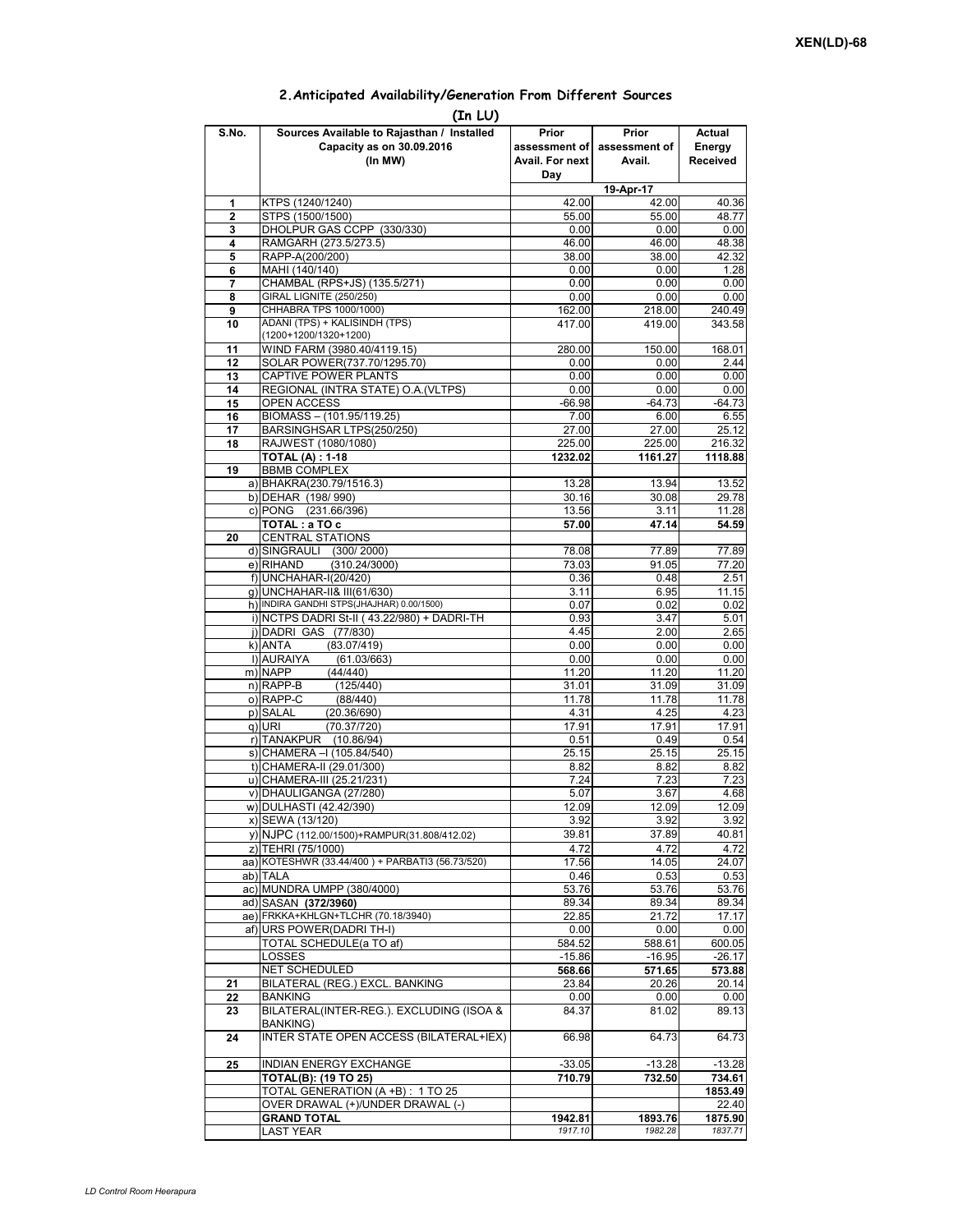## 2.Anticipated Availability/Generation From Different Sources

(In LU)

| S.No. | Sources Available to Rajasthan / Installed Capacity as on 30.09.2016 (In MW) | Prior assessment of Avail. For next Day | Prior assessment of Avail. | Actual Energy Received |
|---|---|---|---|---|
| | | | 19-Apr-17 | |
| 1 | KTPS (1240/1240) | 42.00 | 42.00 | 40.36 |
| 2 | STPS (1500/1500) | 55.00 | 55.00 | 48.77 |
| 3 | DHOLPUR GAS CCPP (330/330) | 0.00 | 0.00 | 0.00 |
| 4 | RAMGARH (273.5/273.5) | 46.00 | 46.00 | 48.38 |
| 5 | RAPP-A(200/200) | 38.00 | 38.00 | 42.32 |
| 6 | MAHI (140/140) | 0.00 | 0.00 | 1.28 |
| 7 | CHAMBAL (RPS+JS) (135.5/271) | 0.00 | 0.00 | 0.00 |
| 8 | GIRAL LIGNITE (250/250) | 0.00 | 0.00 | 0.00 |
| 9 | CHHABRA TPS 1000/1000) | 162.00 | 218.00 | 240.49 |
| 10 | ADANI (TPS) + KALISINDH (TPS) (1200+1200/1320+1200) | 417.00 | 419.00 | 343.58 |
| 11 | WIND FARM (3980.40/4119.15) | 280.00 | 150.00 | 168.01 |
| 12 | SOLAR POWER(737.70/1295.70) | 0.00 | 0.00 | 2.44 |
| 13 | CAPTIVE POWER PLANTS | 0.00 | 0.00 | 0.00 |
| 14 | REGIONAL (INTRA STATE) O.A.(VLTPS) | 0.00 | 0.00 | 0.00 |
| 15 | OPEN ACCESS | -66.98 | -64.73 | -64.73 |
| 16 | BIOMASS – (101.95/119.25) | 7.00 | 6.00 | 6.55 |
| 17 | BARSINGHSAR LTPS(250/250) | 27.00 | 27.00 | 25.12 |
| 18 | RAJWEST (1080/1080) | 225.00 | 225.00 | 216.32 |
| | **TOTAL (A) : 1-18** | **1232.02** | **1161.27** | **1118.88** |
| 19 | BBMB COMPLEX | | | |
| | a) BHAKRA(230.79/1516.3) | 13.28 | 13.94 | 13.52 |
| | b) DEHAR (198/ 990) | 30.16 | 30.08 | 29.78 |
| | c) PONG (231.66/396) | 13.56 | 3.11 | 11.28 |
| | **TOTAL : a TO c** | **57.00** | **47.14** | **54.59** |
| 20 | CENTRAL STATIONS | | | |
| | d) SINGRAULI (300/ 2000) | 78.08 | 77.89 | 77.89 |
| | e) RIHAND (310.24/3000) | 73.03 | 91.05 | 77.20 |
| | f) UNCHAHAR-I(20/420) | 0.36 | 0.48 | 2.51 |
| | g) UNCHAHAR-II& III(61/630) | 3.11 | 6.95 | 11.15 |
| | h) INDIRA GANDHI STPS(JHAJHAR) 0.00/1500) | 0.07 | 0.02 | 0.02 |
| | i) NCTPS DADRI St-II ( 43.22/980) + DADRI-TH | 0.93 | 3.47 | 5.01 |
| | j) DADRI GAS (77/830) | 4.45 | 2.00 | 2.65 |
| | k) ANTA (83.07/419) | 0.00 | 0.00 | 0.00 |
| | l) AURAIYA (61.03/663) | 0.00 | 0.00 | 0.00 |
| | m) NAPP (44/440) | 11.20 | 11.20 | 11.20 |
| | n) RAPP-B (125/440) | 31.01 | 31.09 | 31.09 |
| | o) RAPP-C (88/440) | 11.78 | 11.78 | 11.78 |
| | p) SALAL (20.36/690) | 4.31 | 4.25 | 4.23 |
| | q) URI (70.37/720) | 17.91 | 17.91 | 17.91 |
| | r) TANAKPUR (10.86/94) | 0.51 | 0.49 | 0.54 |
| | s) CHAMERA –I (105.84/540) | 25.15 | 25.15 | 25.15 |
| | t) CHAMERA-II (29.01/300) | 8.82 | 8.82 | 8.82 |
| | u) CHAMERA-III (25.21/231) | 7.24 | 7.23 | 7.23 |
| | v) DHAULIGANGA (27/280) | 5.07 | 3.67 | 4.68 |
| | w) DULHASTI (42.42/390) | 12.09 | 12.09 | 12.09 |
| | x) SEWA (13/120) | 3.92 | 3.92 | 3.92 |
| | y) NJPC (112.00/1500)+RAMPUR(31.808/412.02) | 39.81 | 37.89 | 40.81 |
| | z) TEHRI (75/1000) | 4.72 | 4.72 | 4.72 |
| | aa) KOTESHWR (33.44/400 ) + PARBATI3 (56.73/520) | 17.56 | 14.05 | 24.07 |
| | ab) TALA | 0.46 | 0.53 | 0.53 |
| | ac) MUNDRA UMPP (380/4000) | 53.76 | 53.76 | 53.76 |
| | ad) SASAN **(372/3960)** | 89.34 | 89.34 | 89.34 |
| | ae) FRKKA+KHLGN+TLCHR (70.18/3940) | 22.85 | 21.72 | 17.17 |
| | af) URS POWER(DADRI TH-I) | 0.00 | 0.00 | 0.00 |
| | TOTAL SCHEDULE(a TO af) | 584.52 | 588.61 | 600.05 |
| | LOSSES | -15.86 | -16.95 | -26.17 |
| | NET SCHEDULED | **568.66** | **571.65** | **573.88** |
| 21 | BILATERAL (REG.) EXCL. BANKING | 23.84 | 20.26 | 20.14 |
| 22 | BANKING | 0.00 | 0.00 | 0.00 |
| 23 | BILATERAL(INTER-REG.). EXCLUDING (ISOA & BANKING) | 84.37 | 81.02 | 89.13 |
| 24 | INTER STATE OPEN ACCESS (BILATERAL+IEX) | 66.98 | 64.73 | 64.73 |
| 25 | INDIAN ENERGY EXCHANGE | -33.05 | -13.28 | -13.28 |
| | **TOTAL(B): (19 TO 25)** | **710.79** | **732.50** | **734.61** |
| | TOTAL GENERATION (A +B) : 1 TO 25 | | | **1853.49** |
| | OVER DRAWAL (+)/UNDER DRAWAL (-) | | | 22.40 |
| | **GRAND TOTAL** | **1942.81** | **1893.76** | **1875.90** |
| | LAST YEAR | *1917.10* | *1982.28* | *1837.71* |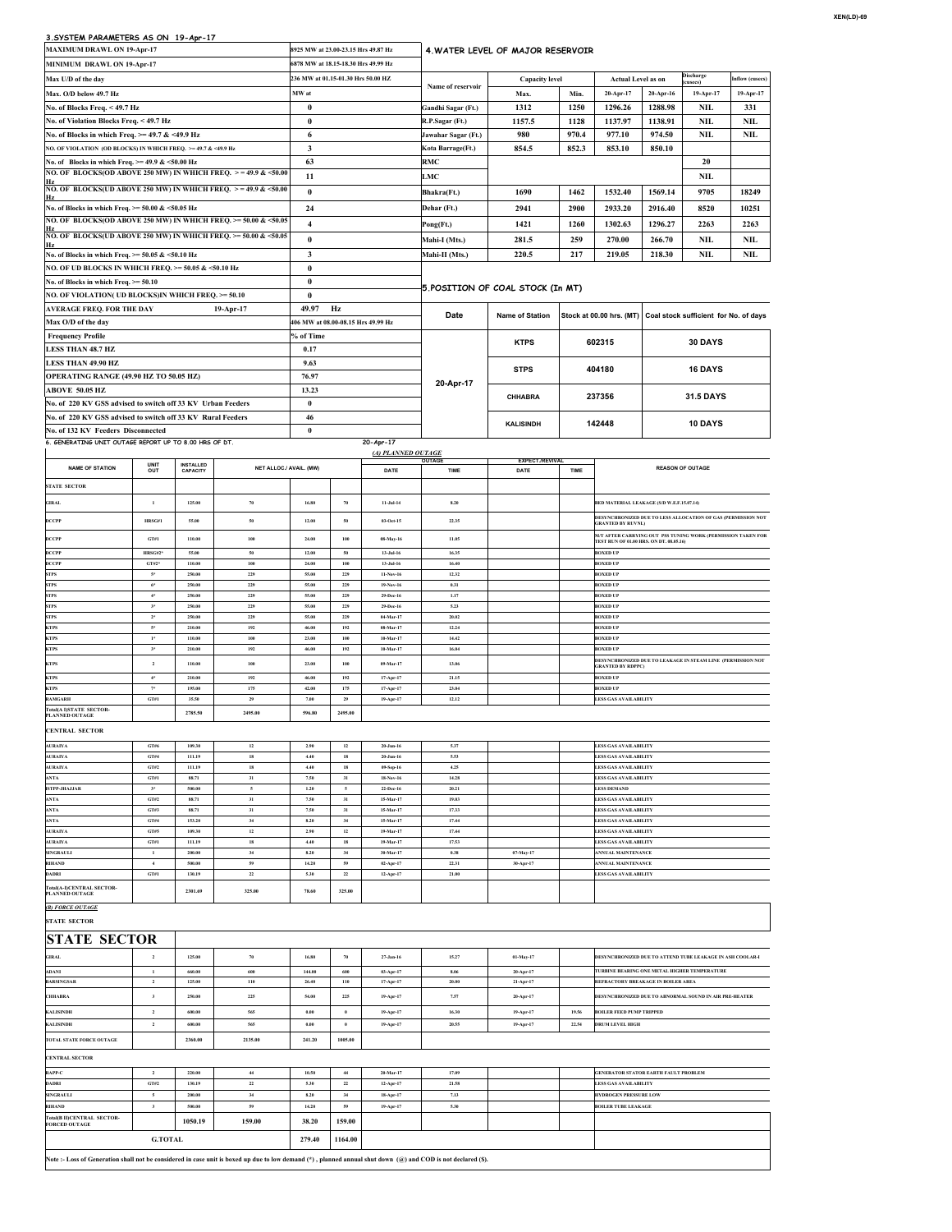## 3.SYSTEM PARAMETERS AS ON 19-Apr-17

| | |
|---|---|
| MAXIMUM DRAWL ON 19-Apr-17 | 8925 MW at 23.00-23.15 Hrs 49.87 Hz |
| MINIMUM DRAWL ON 19-Apr-17 | 6878 MW at 18.15-18.30 Hrs 49.99 Hz |
| Max U/D of the day | 236 MW at 01.15-01.30 Hrs 50.00 HZ |
| Max. O/D below 49.7 Hz | MW at |
| No. of Blocks Freq. < 49.7 Hz | 0 |
| No. of Violation Blocks Freq. < 49.7 Hz | 0 |
| No. of Blocks in which Freq. >= 49.7 & <49.9 Hz | 6 |
| NO. OF VIOLATION (OD BLOCKS) IN WHICH FREQ. >= 49.7 & <49.9 Hz | 3 |
| No. of Blocks in which Freq. >= 49.9 & <50.00 Hz | 63 |
| NO. OF BLOCKS(OD ABOVE 250 MW) IN WHICH FREQ. > = 49.9 & <50.00 Hz | 11 |
| NO. OF BLOCKS(UD ABOVE 250 MW) IN WHICH FREQ. > = 49.9 & <50.00 Hz | 0 |
| No. of Blocks in which Freq. >= 50.00 & <50.05 Hz | 24 |
| NO. OF BLOCKS(OD ABOVE 250 MW) IN WHICH FREQ. >= 50.00 & <50.05 Hz | 4 |
| NO. OF BLOCKS(UD ABOVE 250 MW) IN WHICH FREQ. >= 50.00 & <50.05 Hz | 0 |
| No. of Blocks in which Freq. >= 50.05 & <50.10 Hz | 3 |
| NO. OF UD BLOCKS IN WHICH FREQ. >= 50.05 & <50.10 Hz | 0 |
| No. of Blocks in which Freq. >= 50.10 | 0 |
| NO. OF VIOLATION( UD BLOCKS)IN WHICH FREQ. >= 50.10 | 0 |
| AVERAGE FREQ. FOR THE DAY 19-Apr-17 | 49.97 Hz |
| Max O/D of the day | 406 MW at 08.00-08.15 Hrs 49.99 Hz |
| **Frequency Profile** | **% of Time** |
| LESS THAN 48.7 HZ | 0.17 |
| LESS THAN 49.90 HZ | 9.63 |
| OPERATING RANGE (49.90 HZ TO 50.05 HZ) | 76.97 |
| ABOVE 50.05 HZ | 13.23 |
| No. of 220 KV GSS advised to switch off 33 KV Urban Feeders | 0 |
| No. of 220 KV GSS advised to switch off 33 KV Rural Feeders | 46 |
| No. of 132 KV Feeders Disconnected | 0 |

## 4.WATER LEVEL OF MAJOR RESERVOIR

| Name of reservoir | Capacity level | | Actual Level as on | | Discharge (cusecs) | Inflow (cusecs) |
|---|---|---|---|---|---|---|
| | Max. | Min. | 20-Apr-17 | 20-Apr-16 | 19-Apr-17 | 19-Apr-17 |
| Gandhi Sagar (Ft.) | 1312 | 1250 | 1296.26 | 1288.98 | NIL | 331 |
| R.P.Sagar (Ft.) | 1157.5 | 1128 | 1137.97 | 1138.91 | NIL | NIL |
| Jawahar Sagar (Ft.) | 980 | 970.4 | 977.10 | 974.50 | NIL | NIL |
| Kota Barrage(Ft.) | 854.5 | 852.3 | 853.10 | 850.10 | | |
| RMC | | | | | 20 | |
| LMC | | | | | NIL | |
| Bhakra(Ft.) | 1690 | 1462 | 1532.40 | 1569.14 | 9705 | 18249 |
| Dehar (Ft.) | 2941 | 2900 | 2933.20 | 2916.40 | 8520 | 10251 |
| Pong(Ft.) | 1421 | 1260 | 1302.63 | 1296.27 | 2263 | 2263 |
| Mahi-I (Mts.) | 281.5 | 259 | 270.00 | 266.70 | NIL | NIL |
| Mahi-II (Mts.) | 220.5 | 217 | 219.05 | 218.30 | NIL | NIL |

## 5.POSITION OF COAL STOCK (In MT)

| Date | Name of Station | Stock at 00.00 hrs. (MT) | Coal stock sufficient for No. of days |
|---|---|---|---|
| 20-Apr-17 | KTPS | 602315 | 30 DAYS |
| | STPS | 404180 | 16 DAYS |
| | CHHABRA | 237356 | 31.5 DAYS |
| | KALISINDH | 142448 | 10 DAYS |

## 6. GENERATING UNIT OUTAGE REPORT UP TO 8.00 HRS OF DT. 20-Apr-17

*(A) PLANNED OUTAGE*

| NAME OF STATION | UNIT OUT | INSTALLED CAPACITY | NET ALLOC./ AVAIL. (MW) | | | OUTAGE DATE | OUTAGE TIME | EXPECT./REVIVAL DATE | TIME | REASON OF OUTAGE |
|---|---|---|---|---|---|---|---|---|---|---|
| **STATE SECTOR** | | | | | | | | | | |
| GIRAL | 1 | 125.00 | 70 | 16.80 | 70 | 11-Jul-14 | 8.20 | | | BED MATERIAL LEAKAGE (S/D W.E.F.15.07.14) |
| DCCPP | HRSG#1 | 55.00 | 50 | 12.00 | 50 | 03-Oct-15 | 22.35 | | | DESYNCHRONIZED DUE TO LESS ALLOCATION OF GAS (PERMISSION NOT GRANTED BY RUVNL) |
| DCCPP | GT#1 | 110.00 | 100 | 24.00 | 100 | 08-May-16 | 11.05 | | | S/T AFTER CARRYING OUT PSS TUNING WORK (PERMISSION TAKEN FOR TEST RUN OF 01.00 HRS. ON DT. 08.05.16) |
| DCCPP | HRSG#2* | 55.00 | 50 | 12.00 | 50 | 13-Jul-16 | 16.35 | | | BOXED UP |
| DCCPP | GT#2* | 110.00 | 100 | 24.00 | 100 | 13-Jul-16 | 16.40 | | | BOXED UP |
| STPS | 5* | 250.00 | 229 | 55.00 | 229 | 11-Nov-16 | 12.32 | | | BOXED UP |
| STPS | 6* | 250.00 | 229 | 55.00 | 229 | 19-Nov-16 | 0.31 | | | BOXED UP |
| STPS | 4* | 250.00 | 229 | 55.00 | 229 | 29-Dec-16 | 1.17 | | | BOXED UP |
| STPS | 3* | 250.00 | 229 | 55.00 | 229 | 29-Dec-16 | 5.23 | | | BOXED UP |
| STPS | 2* | 250.00 | 229 | 55.00 | 229 | 04-Mar-17 | 20.02 | | | BOXED UP |
| KTPS | 5* | 210.00 | 192 | 46.00 | 192 | 08-Mar-17 | 12.24 | | | BOXED UP |
| KTPS | 1* | 110.00 | 100 | 23.00 | 100 | 10-Mar-17 | 14.42 | | | BOXED UP |
| KTPS | 3* | 210.00 | 192 | 46.00 | 192 | 10-Mar-17 | 16.04 | | | BOXED UP |
| KTPS | 2 | 110.00 | 100 | 23.00 | 100 | 09-Mar-17 | 13.06 | | | DESYNCHRONIZED DUE TO LEAKAGE IN STEAM LINE (PERMISSION NOT GRANTED BY RDPPC) |
| KTPS | 4* | 210.00 | 192 | 46.00 | 192 | 17-Apr-17 | 21.15 | | | BOXED UP |
| KTPS | 7* | 195.00 | 175 | 42.00 | 175 | 17-Apr-17 | 23.04 | | | BOXED UP |
| RAMGARH | GT#1 | 35.50 | 29 | 7.00 | 29 | 19-Apr-17 | 12.12 | | | LESS GAS AVAILABILITY |
| Total(A I)STATE SECTOR-PLANNED OUTAGE | | 2785.50 | 2495.00 | 596.80 | 2495.00 | | | | | |
| **CENTRAL SECTOR** | | | | | | | | | | |
| AURAIYA | GT#6 | 109.30 | 12 | 2.90 | 12 | 20-Jun-16 | 5.37 | | | LESS GAS AVAILABILITY |
| AURAIYA | GT#4 | 111.19 | 18 | 4.40 | 18 | 20-Jun-16 | 5.53 | | | LESS GAS AVAILABILITY |
| AURAIYA | GT#2 | 111.19 | 18 | 4.40 | 18 | 09-Sep-16 | 4.25 | | | LESS GAS AVAILABILITY |
| ANTA | GT#1 | 88.71 | 31 | 7.50 | 31 | 18-Nov-16 | 14.28 | | | LESS GAS AVAILABILITY |
| ISTPP-JHAJJAR | 3* | 500.00 | 5 | 1.20 | 5 | 22-Dec-16 | 20.21 | | | LESS DEMAND |
| ANTA | GT#2 | 88.71 | 31 | 7.50 | 31 | 15-Mar-17 | 19.03 | | | LESS GAS AVAILABILITY |
| ANTA | GT#3 | 88.71 | 31 | 7.50 | 31 | 15-Mar-17 | 17.33 | | | LESS GAS AVAILABILITY |
| ANTA | GT#4 | 153.20 | 34 | 8.20 | 34 | 15-Mar-17 | 17.44 | | | LESS GAS AVAILABILITY |
| AURAIYA | GT#5 | 109.30 | 12 | 2.90 | 12 | 19-Mar-17 | 17.44 | | | LESS GAS AVAILABILITY |
| AURAIYA | GT#1 | 111.19 | 18 | 4.40 | 18 | 19-Mar-17 | 17.53 | | | LESS GAS AVAILABILITY |
| SINGRAULI | 1 | 200.00 | 34 | 8.20 | 34 | 30-Mar-17 | 0.38 | 07-May-17 | | ANNUAL MAINTENANCE |
| RIHAND | 4 | 500.00 | 59 | 14.20 | 59 | 02-Apr-17 | 22.31 | 30-Apr-17 | | ANNUAL MAINTENANCE |
| DADRI | GT#1 | 130.19 | 22 | 5.30 | 22 | 12-Apr-17 | 21.00 | | | LESS GAS AVAILABILITY |
| Total(A-I)CENTRAL SECTOR-PLANNED OUTAGE | | 2301.69 | 325.00 | 78.60 | 325.00 | | | | | |

*(B) FORCE OUTAGE*

**STATE SECTOR**

# STATE SECTOR

| NAME OF STATION | UNIT OUT | INSTALLED CAPACITY | NET ALLOC./ AVAIL. (MW) | | | OUTAGE DATE | OUTAGE TIME | EXPECT./REVIVAL DATE | TIME | REASON OF OUTAGE |
|---|---|---|---|---|---|---|---|---|---|---|
| GIRAL | 2 | 125.00 | 70 | 16.80 | 70 | 27-Jan-16 | 15.27 | 01-May-17 | | DESYNCHRONIZED DUE TO ATTEND TUBE LEAKAGE IN ASH COOLAR-I |
| ADANI | 1 | 660.00 | 600 | 144.00 | 600 | 03-Apr-17 | 8.06 | 20-Apr-17 | | TURBINE BEARING ONE METAL HIGHER TEMPERATURE |
| BARSINGSAR | 2 | 125.00 | 110 | 26.40 | 110 | 17-Apr-17 | 20.00 | 21-Apr-17 | | REFRACTORY BREAKAGE IN BOILER AREA |
| CHHABRA | 3 | 250.00 | 225 | 54.00 | 225 | 19-Apr-17 | 7.57 | 20-Apr-17 | | DESYNCHRONIZED DUE TO ABNORMAL SOUND IN AIR PRE-HEATER |
| KALISINDH | 2 | 600.00 | 565 | 0.00 | 0 | 19-Apr-17 | 16.30 | 19-Apr-17 | 19.56 | BOILER FEED PUMP TRIPPED |
| KALISINDH | 2 | 600.00 | 565 | 0.00 | 0 | 19-Apr-17 | 20.55 | 19-Apr-17 | 22.54 | DRUM LEVEL HIGH |
| TOTAL STATE FORCE OUTAGE | | 2360.00 | 2135.00 | 241.20 | 1005.00 | | | | | |
| **CENTRAL SECTOR** | | | | | | | | | | |
| RAPP-C | 2 | 220.00 | 44 | 10.50 | 44 | 20-Mar-17 | 17.09 | | | GENERATOR STATOR EARTH FAULT PROBLEM |
| DADRI | GT#2 | 130.19 | 22 | 5.30 | 22 | 12-Apr-17 | 21.58 | | | LESS GAS AVAILABILITY |
| SINGRAULI | 5 | 200.00 | 34 | 8.20 | 34 | 18-Apr-17 | 7.13 | | | HYDROGEN PRESSURE LOW |
| RIHAND | 3 | 500.00 | 59 | 14.20 | 59 | 19-Apr-17 | 5.30 | | | BOILER TUBE LEAKAGE |
| Total(B II)CENTRAL SECTOR-FORCED OUTAGE | | 1050.19 | 159.00 | 38.20 | 159.00 | | | | | |
| G.TOTAL | | | | 279.40 | 1164.00 | | | | | |

Note :- Loss of Generation shall not be considered in case unit is boxed up due to low demand (*) , planned annual shut down (@) and COD is not declared ($).